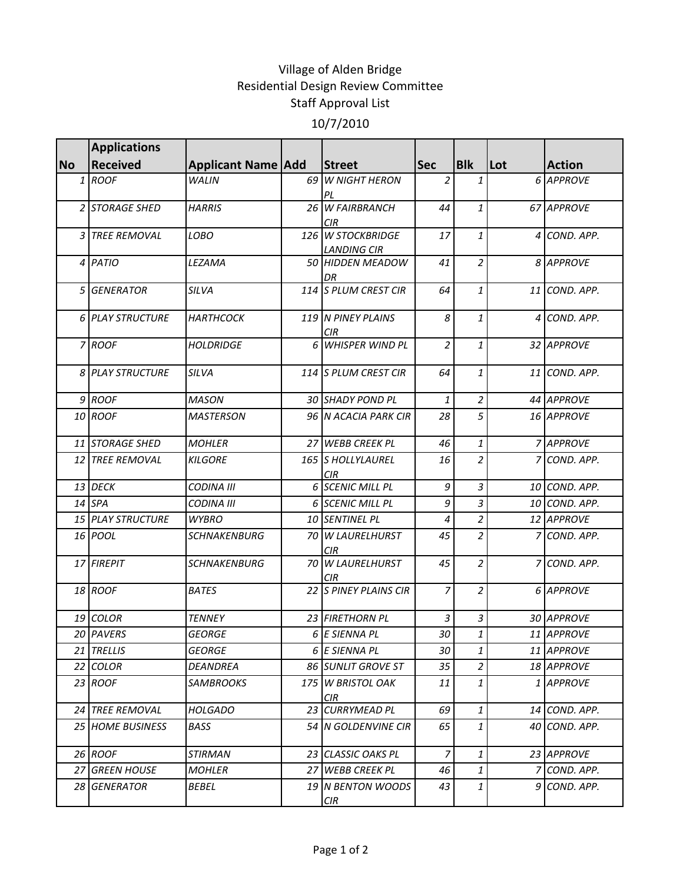# Village of Alden Bridge

## Residential Design Review Committee

## Staff Approval List

## 10/7/2010

| No | Applications Received | Applicant Name | Add | Street | Sec | Blk | Lot | Action |
|---|---|---|---|---|---|---|---|---|
| 1 | ROOF | WALIN | 69 | W NIGHT HERON PL | 2 | 1 | 6 | APPROVE |
| 2 | STORAGE SHED | HARRIS | 26 | W FAIRBRANCH CIR | 44 | 1 | 67 | APPROVE |
| 3 | TREE REMOVAL | LOBO | 126 | W STOCKBRIDGE LANDING CIR | 17 | 1 | 4 | COND. APP. |
| 4 | PATIO | LEZAMA | 50 | HIDDEN MEADOW DR | 41 | 2 | 8 | APPROVE |
| 5 | GENERATOR | SILVA | 114 | S PLUM CREST CIR | 64 | 1 | 11 | COND. APP. |
| 6 | PLAY STRUCTURE | HARTHCOCK | 119 | N PINEY PLAINS CIR | 8 | 1 | 4 | COND. APP. |
| 7 | ROOF | HOLDRIDGE | 6 | WHISPER WIND PL | 2 | 1 | 32 | APPROVE |
| 8 | PLAY STRUCTURE | SILVA | 114 | S PLUM CREST CIR | 64 | 1 | 11 | COND. APP. |
| 9 | ROOF | MASON | 30 | SHADY POND PL | 1 | 2 | 44 | APPROVE |
| 10 | ROOF | MASTERSON | 96 | N ACACIA PARK CIR | 28 | 5 | 16 | APPROVE |
| 11 | STORAGE SHED | MOHLER | 27 | WEBB CREEK PL | 46 | 1 | 7 | APPROVE |
| 12 | TREE REMOVAL | KILGORE | 165 | S HOLLYLAUREL CIR | 16 | 2 | 7 | COND. APP. |
| 13 | DECK | CODINA III | 6 | SCENIC MILL PL | 9 | 3 | 10 | COND. APP. |
| 14 | SPA | CODINA III | 6 | SCENIC MILL PL | 9 | 3 | 10 | COND. APP. |
| 15 | PLAY STRUCTURE | WYBRO | 10 | SENTINEL PL | 4 | 2 | 12 | APPROVE |
| 16 | POOL | SCHNAKENBURG | 70 | W LAURELHURST CIR | 45 | 2 | 7 | COND. APP. |
| 17 | FIREPIT | SCHNAKENBURG | 70 | W LAURELHURST CIR | 45 | 2 | 7 | COND. APP. |
| 18 | ROOF | BATES | 22 | S PINEY PLAINS CIR | 7 | 2 | 6 | APPROVE |
| 19 | COLOR | TENNEY | 23 | FIRETHORN PL | 3 | 3 | 30 | APPROVE |
| 20 | PAVERS | GEORGE | 6 | E SIENNA PL | 30 | 1 | 11 | APPROVE |
| 21 | TRELLIS | GEORGE | 6 | E SIENNA PL | 30 | 1 | 11 | APPROVE |
| 22 | COLOR | DEANDREA | 86 | SUNLIT GROVE ST | 35 | 2 | 18 | APPROVE |
| 23 | ROOF | SAMBROOKS | 175 | W BRISTOL OAK CIR | 11 | 1 | 1 | APPROVE |
| 24 | TREE REMOVAL | HOLGADO | 23 | CURRYMEAD PL | 69 | 1 | 14 | COND. APP. |
| 25 | HOME BUSINESS | BASS | 54 | N GOLDENVINE CIR | 65 | 1 | 40 | COND. APP. |
| 26 | ROOF | STIRMAN | 23 | CLASSIC OAKS PL | 7 | 1 | 23 | APPROVE |
| 27 | GREEN HOUSE | MOHLER | 27 | WEBB CREEK PL | 46 | 1 | 7 | COND. APP. |
| 28 | GENERATOR | BEBEL | 19 | N BENTON WOODS CIR | 43 | 1 | 9 | COND. APP. |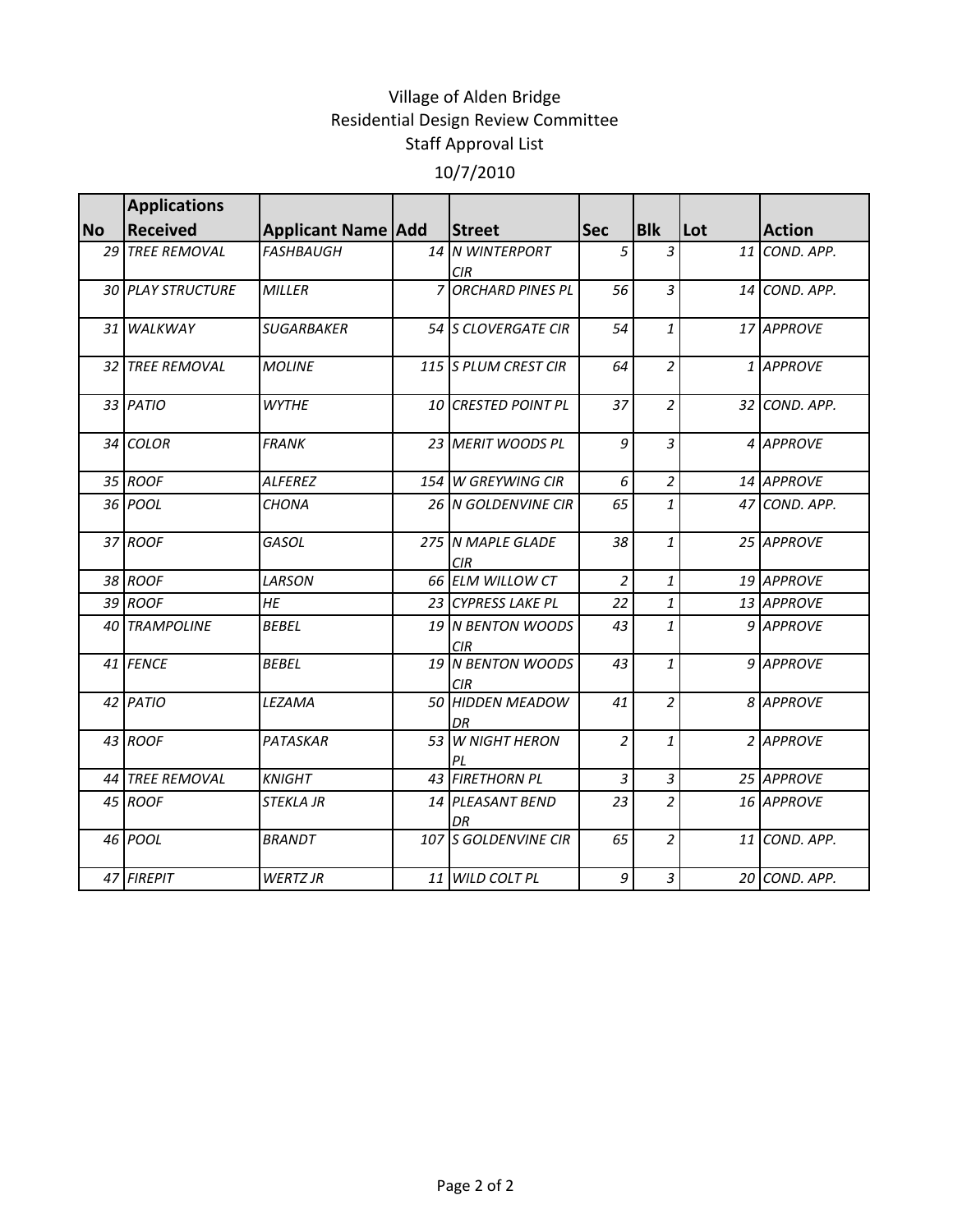Village of Alden Bridge
Residential Design Review Committee
Staff Approval List
10/7/2010

| No | Applications Received | Applicant Name | Add | Street | Sec | Blk | Lot | Action |
|---|---|---|---|---|---|---|---|---|
| 29 | TREE REMOVAL | FASHBAUGH | 14 | N WINTERPORT CIR | 5 | 3 | 11 | COND. APP. |
| 30 | PLAY STRUCTURE | MILLER | 7 | ORCHARD PINES PL | 56 | 3 | 14 | COND. APP. |
| 31 | WALKWAY | SUGARBAKER | 54 | S CLOVERGATE CIR | 54 | 1 | 17 | APPROVE |
| 32 | TREE REMOVAL | MOLINE | 115 | S PLUM CREST CIR | 64 | 2 | 1 | APPROVE |
| 33 | PATIO | WYTHE | 10 | CRESTED POINT PL | 37 | 2 | 32 | COND. APP. |
| 34 | COLOR | FRANK | 23 | MERIT WOODS PL | 9 | 3 | 4 | APPROVE |
| 35 | ROOF | ALFEREZ | 154 | W GREYWING CIR | 6 | 2 | 14 | APPROVE |
| 36 | POOL | CHONA | 26 | N GOLDENVINE CIR | 65 | 1 | 47 | COND. APP. |
| 37 | ROOF | GASOL | 275 | N MAPLE GLADE CIR | 38 | 1 | 25 | APPROVE |
| 38 | ROOF | LARSON | 66 | ELM WILLOW CT | 2 | 1 | 19 | APPROVE |
| 39 | ROOF | HE | 23 | CYPRESS LAKE PL | 22 | 1 | 13 | APPROVE |
| 40 | TRAMPOLINE | BEBEL | 19 | N BENTON WOODS CIR | 43 | 1 | 9 | APPROVE |
| 41 | FENCE | BEBEL | 19 | N BENTON WOODS CIR | 43 | 1 | 9 | APPROVE |
| 42 | PATIO | LEZAMA | 50 | HIDDEN MEADOW DR | 41 | 2 | 8 | APPROVE |
| 43 | ROOF | PATASKAR | 53 | W NIGHT HERON PL | 2 | 1 | 2 | APPROVE |
| 44 | TREE REMOVAL | KNIGHT | 43 | FIRETHORN PL | 3 | 3 | 25 | APPROVE |
| 45 | ROOF | STEKLA JR | 14 | PLEASANT BEND DR | 23 | 2 | 16 | APPROVE |
| 46 | POOL | BRANDT | 107 | S GOLDENVINE CIR | 65 | 2 | 11 | COND. APP. |
| 47 | FIREPIT | WERTZ JR | 11 | WILD COLT PL | 9 | 3 | 20 | COND. APP. |